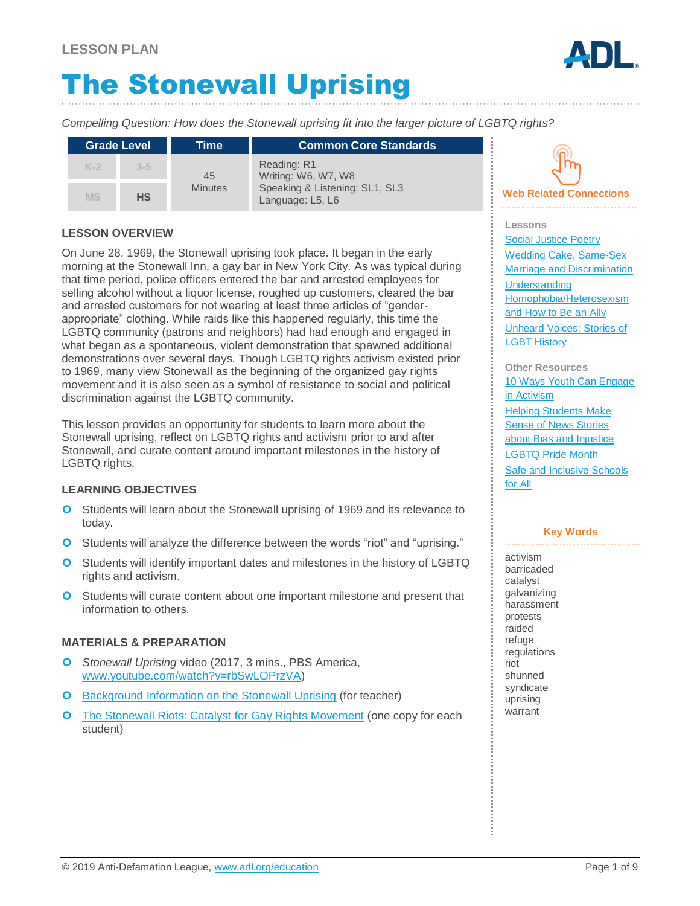LESSON PLAN

# The Stonewall Uprising

*Compelling Question: How does the Stonewall uprising fit into the larger picture of LGBTQ rights?*

| Grade Level | | Time | Common Core Standards |
|---|---|---|---|
| K-2 | 3-5 | 45 Minutes | Reading: R1<br>Writing: W6, W7, W8<br>Speaking & Listening: SL1, SL3<br>Language: L5, L6 |
| MS | **HS** | | |

## LESSON OVERVIEW

On June 28, 1969, the Stonewall uprising took place. It began in the early morning at the Stonewall Inn, a gay bar in New York City. As was typical during that time period, police officers entered the bar and arrested employees for selling alcohol without a liquor license, roughed up customers, cleared the bar and arrested customers for not wearing at least three articles of "gender-appropriate" clothing. While raids like this happened regularly, this time the LGBTQ community (patrons and neighbors) had had enough and engaged in what began as a spontaneous, violent demonstration that spawned additional demonstrations over several days. Though LGBTQ rights activism existed prior to 1969, many view Stonewall as the beginning of the organized gay rights movement and it is also seen as a symbol of resistance to social and political discrimination against the LGBTQ community.

This lesson provides an opportunity for students to learn more about the Stonewall uprising, reflect on LGBTQ rights and activism prior to and after Stonewall, and curate content around important milestones in the history of LGBTQ rights.

## LEARNING OBJECTIVES

- Students will learn about the Stonewall uprising of 1969 and its relevance to today.
- Students will analyze the difference between the words "riot" and "uprising."
- Students will identify important dates and milestones in the history of LGBTQ rights and activism.
- Students will curate content about one important milestone and present that information to others.

## MATERIALS & PREPARATION

- *Stonewall Uprising* video (2017, 3 mins., PBS America, www.youtube.com/watch?v=rbSwLOPrzVA)
- Background Information on the Stonewall Uprising (for teacher)
- The Stonewall Riots: Catalyst for Gay Rights Movement (one copy for each student)

### Web Related Connections

**Lessons**

- Social Justice Poetry
- Wedding Cake, Same-Sex Marriage and Discrimination
- Understanding Homophobia/Heterosexism and How to Be an Ally
- Unheard Voices: Stories of LGBT History

**Other Resources**

- 10 Ways Youth Can Engage in Activism
- Helping Students Make Sense of News Stories about Bias and Injustice
- LGBTQ Pride Month
- Safe and Inclusive Schools for All

### Key Words

activism
barricaded
catalyst
galvanizing
harassment
protests
raided
refuge
regulations
riot
shunned
syndicate
uprising
warrant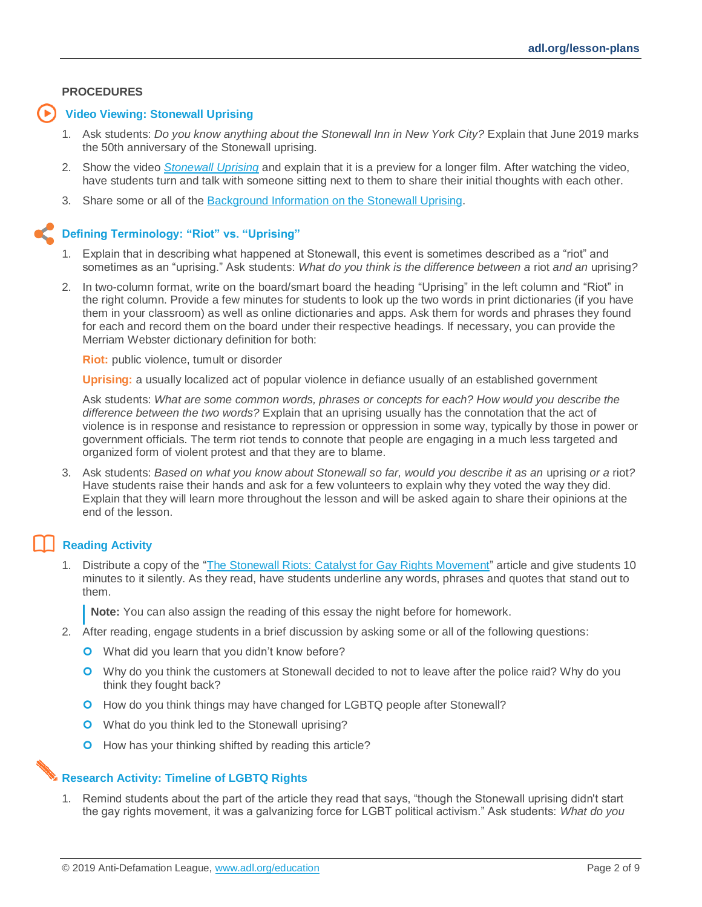## PROCEDURES

### Video Viewing: Stonewall Uprising

1. Ask students: *Do you know anything about the Stonewall Inn in New York City?* Explain that June 2019 marks the 50th anniversary of the Stonewall uprising.
2. Show the video *Stonewall Uprising* and explain that it is a preview for a longer film. After watching the video, have students turn and talk with someone sitting next to them to share their initial thoughts with each other.
3. Share some or all of the Background Information on the Stonewall Uprising.

### Defining Terminology: "Riot" vs. "Uprising"

1. Explain that in describing what happened at Stonewall, this event is sometimes described as a "riot" and sometimes as an "uprising." Ask students: *What do you think is the difference between a* riot *and an* uprising*?*
2. In two-column format, write on the board/smart board the heading "Uprising" in the left column and "Riot" in the right column. Provide a few minutes for students to look up the two words in print dictionaries (if you have them in your classroom) as well as online dictionaries and apps. Ask them for words and phrases they found for each and record them on the board under their respective headings. If necessary, you can provide the Merriam Webster dictionary definition for both:

   **Riot:** public violence, tumult or disorder

   **Uprising:** a usually localized act of popular violence in defiance usually of an established government

   Ask students: *What are some common words, phrases or concepts for each? How would you describe the difference between the two words?* Explain that an uprising usually has the connotation that the act of violence is in response and resistance to repression or oppression in some way, typically by those in power or government officials. The term riot tends to connote that people are engaging in a much less targeted and organized form of violent protest and that they are to blame.
3. Ask students: *Based on what you know about Stonewall so far, would you describe it as an* uprising *or a* riot*?* Have students raise their hands and ask for a few volunteers to explain why they voted the way they did. Explain that they will learn more throughout the lesson and will be asked again to share their opinions at the end of the lesson.

### Reading Activity

1. Distribute a copy of the "The Stonewall Riots: Catalyst for Gay Rights Movement" article and give students 10 minutes to it silently. As they read, have students underline any words, phrases and quotes that stand out to them.

   > **Note:** You can also assign the reading of this essay the night before for homework.

2. After reading, engage students in a brief discussion by asking some or all of the following questions:
   - What did you learn that you didn't know before?
   - Why do you think the customers at Stonewall decided to not to leave after the police raid? Why do you think they fought back?
   - How do you think things may have changed for LGBTQ people after Stonewall?
   - What do you think led to the Stonewall uprising?
   - How has your thinking shifted by reading this article?

### Research Activity: Timeline of LGBTQ Rights

1. Remind students about the part of the article they read that says, "though the Stonewall uprising didn't start the gay rights movement, it was a galvanizing force for LGBT political activism." Ask students: *What do you*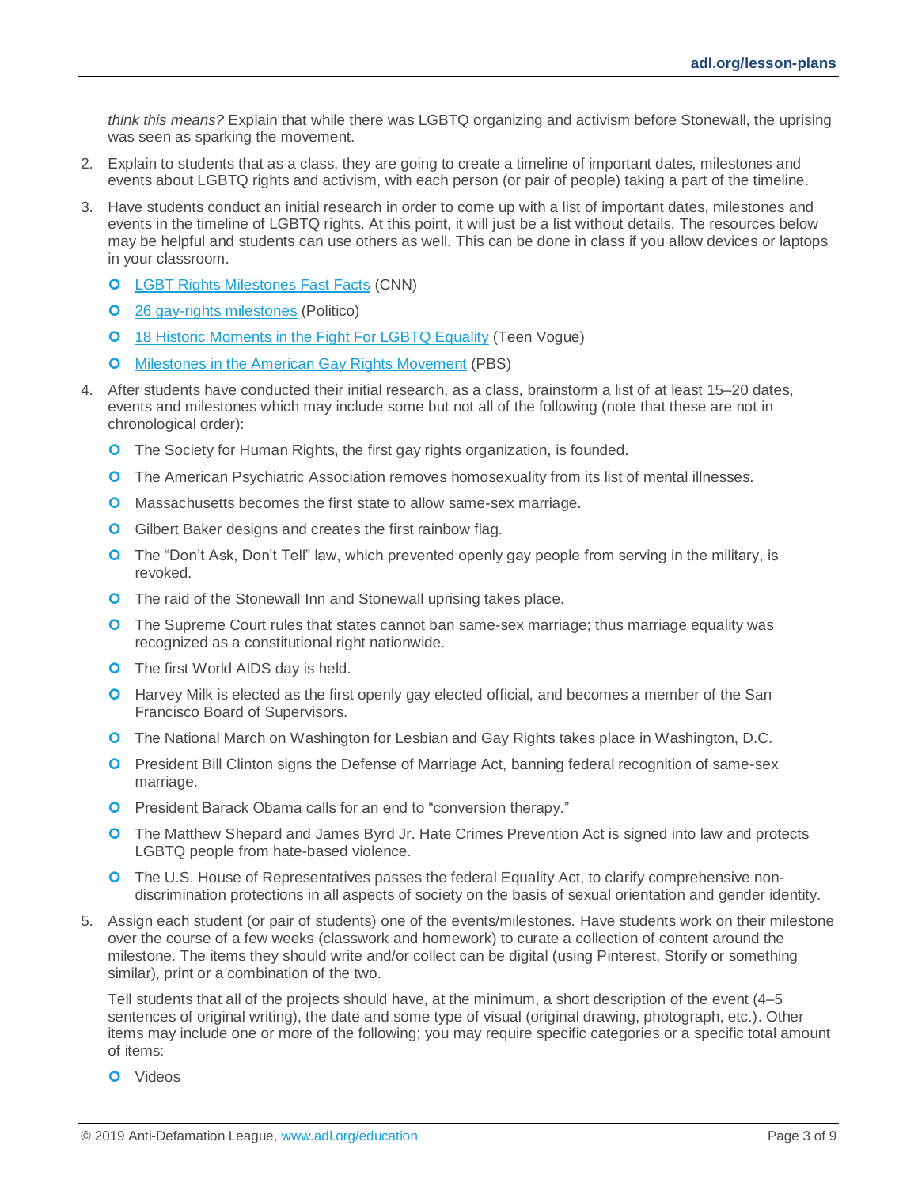*think this means?* Explain that while there was LGBTQ organizing and activism before Stonewall, the uprising was seen as sparking the movement.

2. Explain to students that as a class, they are going to create a timeline of important dates, milestones and events about LGBTQ rights and activism, with each person (or pair of people) taking a part of the timeline.

3. Have students conduct an initial research in order to come up with a list of important dates, milestones and events in the timeline of LGBTQ rights. At this point, it will just be a list without details. The resources below may be helpful and students can use others as well. This can be done in class if you allow devices or laptops in your classroom.

   - LGBT Rights Milestones Fast Facts (CNN)
   - 26 gay-rights milestones (Politico)
   - 18 Historic Moments in the Fight For LGBTQ Equality (Teen Vogue)
   - Milestones in the American Gay Rights Movement (PBS)

4. After students have conducted their initial research, as a class, brainstorm a list of at least 15–20 dates, events and milestones which may include some but not all of the following (note that these are not in chronological order):

   - The Society for Human Rights, the first gay rights organization, is founded.
   - The American Psychiatric Association removes homosexuality from its list of mental illnesses.
   - Massachusetts becomes the first state to allow same-sex marriage.
   - Gilbert Baker designs and creates the first rainbow flag.
   - The "Don't Ask, Don't Tell" law, which prevented openly gay people from serving in the military, is revoked.
   - The raid of the Stonewall Inn and Stonewall uprising takes place.
   - The Supreme Court rules that states cannot ban same-sex marriage; thus marriage equality was recognized as a constitutional right nationwide.
   - The first World AIDS day is held.
   - Harvey Milk is elected as the first openly gay elected official, and becomes a member of the San Francisco Board of Supervisors.
   - The National March on Washington for Lesbian and Gay Rights takes place in Washington, D.C.
   - President Bill Clinton signs the Defense of Marriage Act, banning federal recognition of same-sex marriage.
   - President Barack Obama calls for an end to "conversion therapy."
   - The Matthew Shepard and James Byrd Jr. Hate Crimes Prevention Act is signed into law and protects LGBTQ people from hate-based violence.
   - The U.S. House of Representatives passes the federal Equality Act, to clarify comprehensive non-discrimination protections in all aspects of society on the basis of sexual orientation and gender identity.

5. Assign each student (or pair of students) one of the events/milestones. Have students work on their milestone over the course of a few weeks (classwork and homework) to curate a collection of content around the milestone. The items they should write and/or collect can be digital (using Pinterest, Storify or something similar), print or a combination of the two.

   Tell students that all of the projects should have, at the minimum, a short description of the event (4–5 sentences of original writing), the date and some type of visual (original drawing, photograph, etc.). Other items may include one or more of the following; you may require specific categories or a specific total amount of items:

   - Videos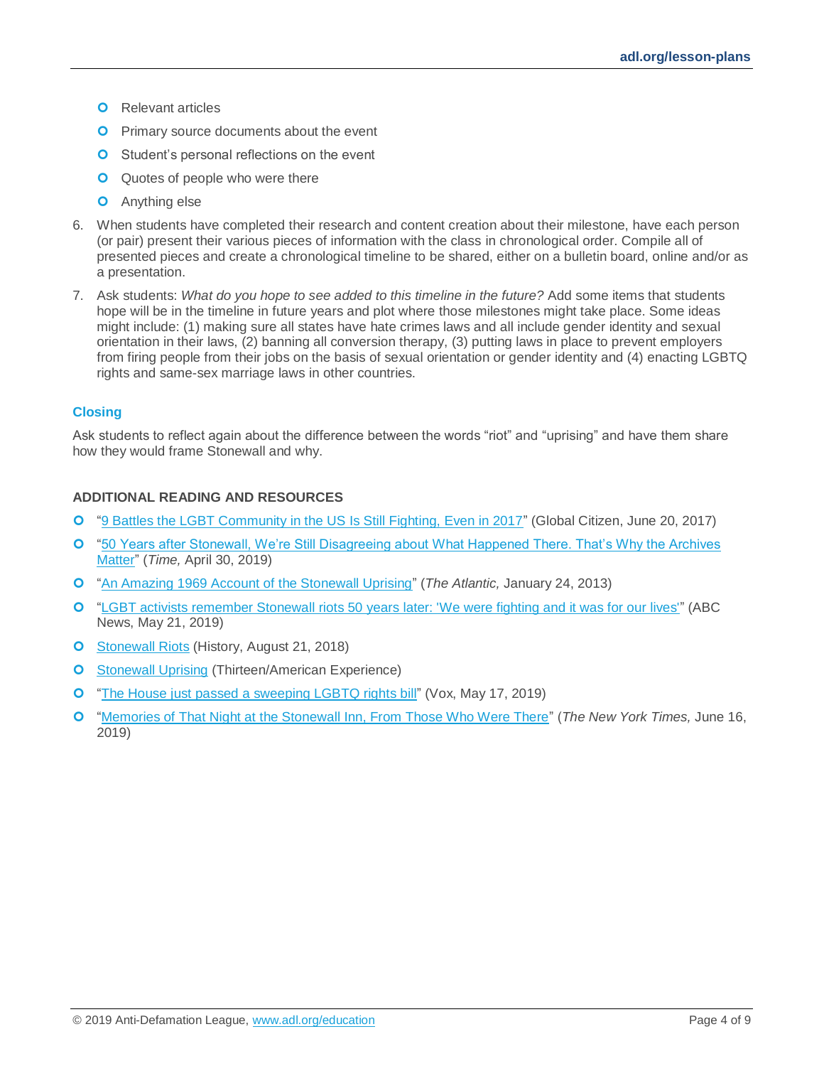- Relevant articles
- Primary source documents about the event
- Student's personal reflections on the event
- Quotes of people who were there
- Anything else

6. When students have completed their research and content creation about their milestone, have each person (or pair) present their various pieces of information with the class in chronological order. Compile all of presented pieces and create a chronological timeline to be shared, either on a bulletin board, online and/or as a presentation.
7. Ask students: *What do you hope to see added to this timeline in the future?* Add some items that students hope will be in the timeline in future years and plot where those milestones might take place. Some ideas might include: (1) making sure all states have hate crimes laws and all include gender identity and sexual orientation in their laws, (2) banning all conversion therapy, (3) putting laws in place to prevent employers from firing people from their jobs on the basis of sexual orientation or gender identity and (4) enacting LGBTQ rights and same-sex marriage laws in other countries.

### Closing

Ask students to reflect again about the difference between the words "riot" and "uprising" and have them share how they would frame Stonewall and why.

#### ADDITIONAL READING AND RESOURCES

- "9 Battles the LGBT Community in the US Is Still Fighting, Even in 2017" (Global Citizen, June 20, 2017)
- "50 Years after Stonewall, We're Still Disagreeing about What Happened There. That's Why the Archives Matter" (*Time,* April 30, 2019)
- "An Amazing 1969 Account of the Stonewall Uprising" (*The Atlantic,* January 24, 2013)
- "LGBT activists remember Stonewall riots 50 years later: 'We were fighting and it was for our lives'" (ABC News, May 21, 2019)
- Stonewall Riots (History, August 21, 2018)
- Stonewall Uprising (Thirteen/American Experience)
- "The House just passed a sweeping LGBTQ rights bill" (Vox, May 17, 2019)
- "Memories of That Night at the Stonewall Inn, From Those Who Were There" (*The New York Times,* June 16, 2019)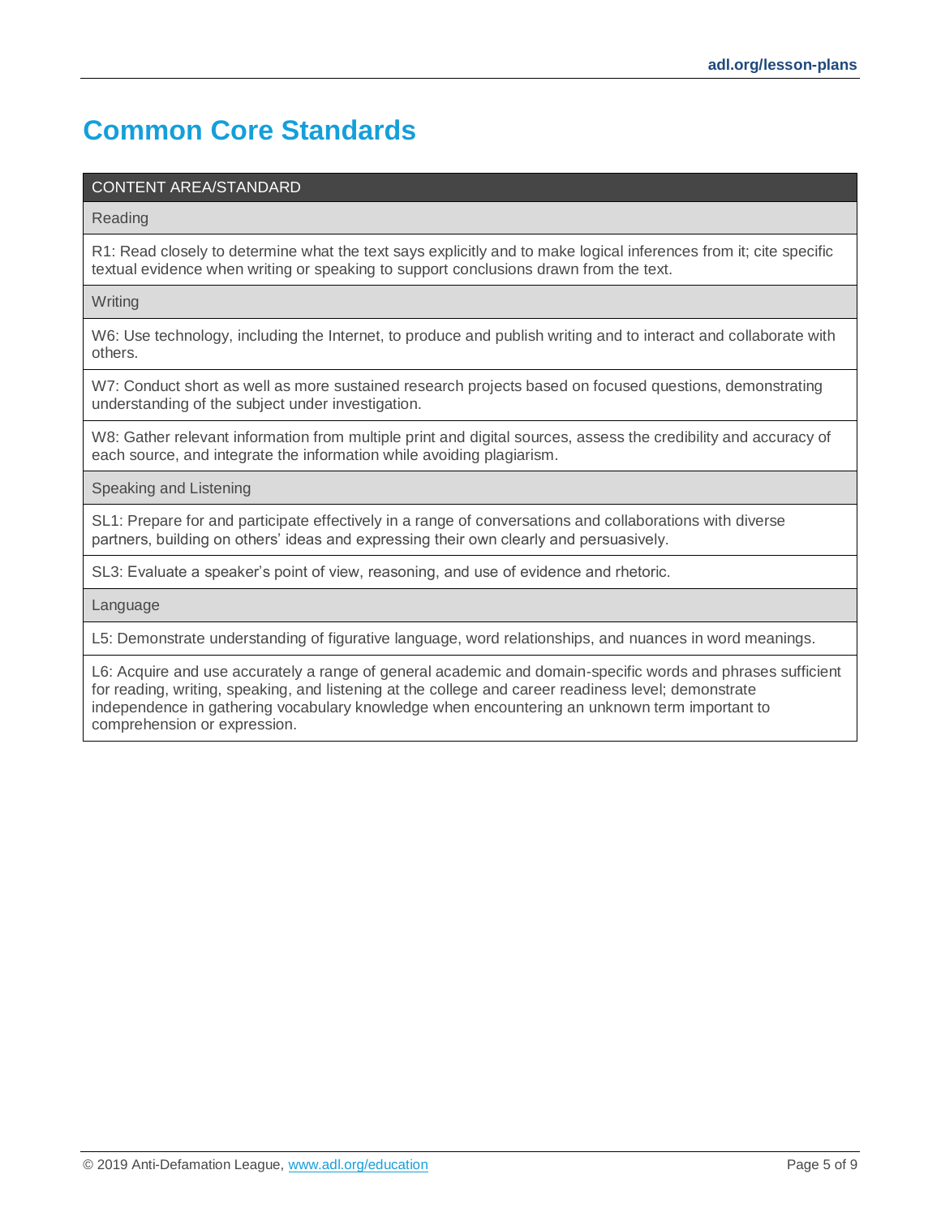# Common Core Standards

| CONTENT AREA/STANDARD |
| --- |
| Reading |
| R1: Read closely to determine what the text says explicitly and to make logical inferences from it; cite specific textual evidence when writing or speaking to support conclusions drawn from the text. |
| Writing |
| W6: Use technology, including the Internet, to produce and publish writing and to interact and collaborate with others. |
| W7: Conduct short as well as more sustained research projects based on focused questions, demonstrating understanding of the subject under investigation. |
| W8: Gather relevant information from multiple print and digital sources, assess the credibility and accuracy of each source, and integrate the information while avoiding plagiarism. |
| Speaking and Listening |
| SL1: Prepare for and participate effectively in a range of conversations and collaborations with diverse partners, building on others' ideas and expressing their own clearly and persuasively. |
| SL3: Evaluate a speaker's point of view, reasoning, and use of evidence and rhetoric. |
| Language |
| L5: Demonstrate understanding of figurative language, word relationships, and nuances in word meanings. |
| L6: Acquire and use accurately a range of general academic and domain-specific words and phrases sufficient for reading, writing, speaking, and listening at the college and career readiness level; demonstrate independence in gathering vocabulary knowledge when encountering an unknown term important to comprehension or expression. |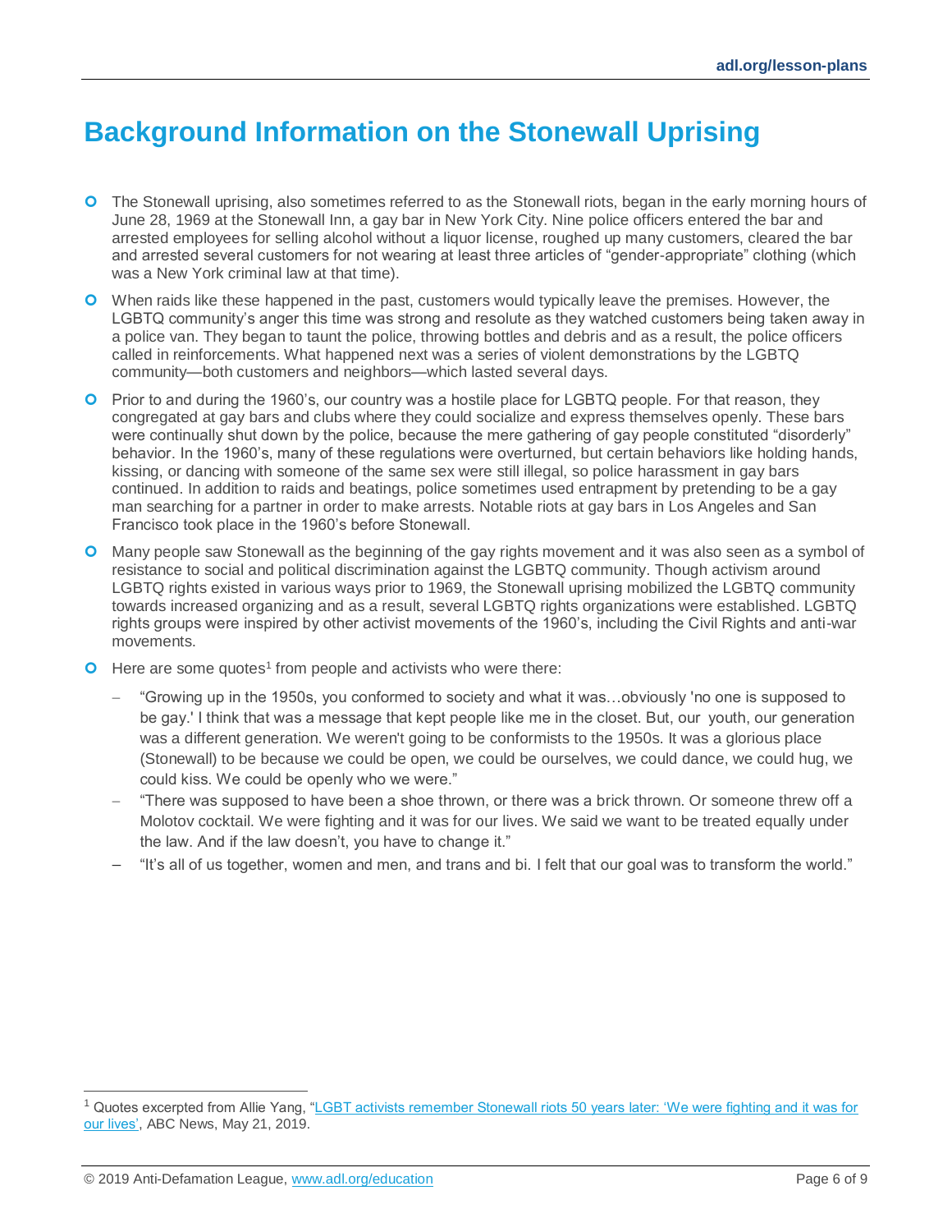# Background Information on the Stonewall Uprising

- The Stonewall uprising, also sometimes referred to as the Stonewall riots, began in the early morning hours of June 28, 1969 at the Stonewall Inn, a gay bar in New York City. Nine police officers entered the bar and arrested employees for selling alcohol without a liquor license, roughed up many customers, cleared the bar and arrested several customers for not wearing at least three articles of "gender-appropriate" clothing (which was a New York criminal law at that time).
- When raids like these happened in the past, customers would typically leave the premises. However, the LGBTQ community's anger this time was strong and resolute as they watched customers being taken away in a police van. They began to taunt the police, throwing bottles and debris and as a result, the police officers called in reinforcements. What happened next was a series of violent demonstrations by the LGBTQ community—both customers and neighbors—which lasted several days.
- Prior to and during the 1960's, our country was a hostile place for LGBTQ people. For that reason, they congregated at gay bars and clubs where they could socialize and express themselves openly. These bars were continually shut down by the police, because the mere gathering of gay people constituted "disorderly" behavior. In the 1960's, many of these regulations were overturned, but certain behaviors like holding hands, kissing, or dancing with someone of the same sex were still illegal, so police harassment in gay bars continued. In addition to raids and beatings, police sometimes used entrapment by pretending to be a gay man searching for a partner in order to make arrests. Notable riots at gay bars in Los Angeles and San Francisco took place in the 1960's before Stonewall.
- Many people saw Stonewall as the beginning of the gay rights movement and it was also seen as a symbol of resistance to social and political discrimination against the LGBTQ community. Though activism around LGBTQ rights existed in various ways prior to 1969, the Stonewall uprising mobilized the LGBTQ community towards increased organizing and as a result, several LGBTQ rights organizations were established. LGBTQ rights groups were inspired by other activist movements of the 1960's, including the Civil Rights and anti-war movements.
- Here are some quotes[1] from people and activists who were there:
  - "Growing up in the 1950s, you conformed to society and what it was…obviously 'no one is supposed to be gay.' I think that was a message that kept people like me in the closet. But, our youth, our generation was a different generation. We weren't going to be conformists to the 1950s. It was a glorious place (Stonewall) to be because we could be open, we could be ourselves, we could dance, we could hug, we could kiss. We could be openly who we were."
  - "There was supposed to have been a shoe thrown, or there was a brick thrown. Or someone threw off a Molotov cocktail. We were fighting and it was for our lives. We said we want to be treated equally under the law. And if the law doesn't, you have to change it."
  - "It's all of us together, women and men, and trans and bi. I felt that our goal was to transform the world."

---

[1] Quotes excerpted from Allie Yang, "LGBT activists remember Stonewall riots 50 years later: 'We were fighting and it was for our lives'", ABC News, May 21, 2019.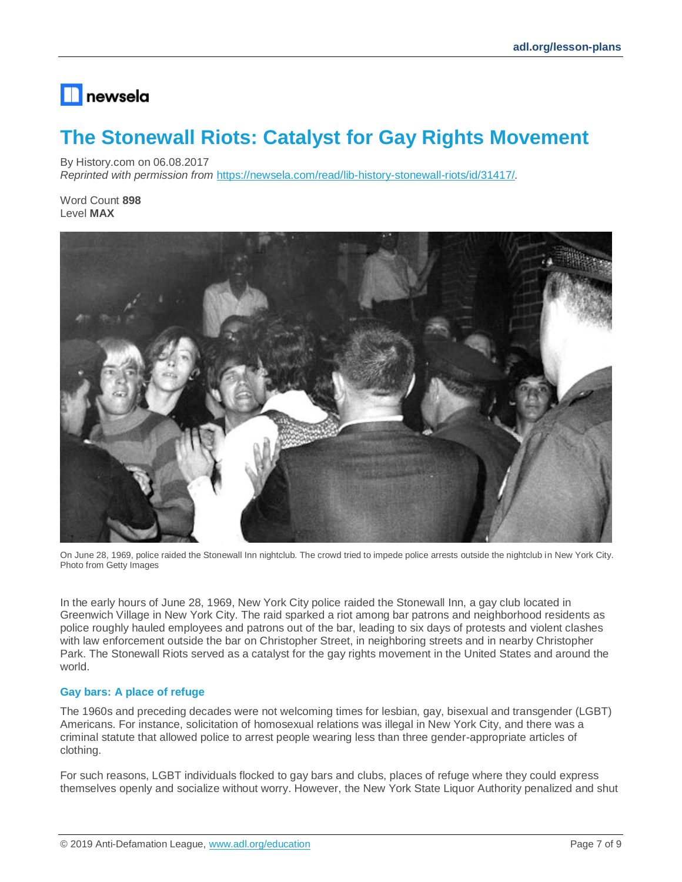newsela

# The Stonewall Riots: Catalyst for Gay Rights Movement

By History.com on 06.08.2017
*Reprinted with permission from* https://newsela.com/read/lib-history-stonewall-riots/id/31417/.

Word Count **898**
Level **MAX**

On June 28, 1969, police raided the Stonewall Inn nightclub. The crowd tried to impede police arrests outside the nightclub in New York City. Photo from Getty Images

In the early hours of June 28, 1969, New York City police raided the Stonewall Inn, a gay club located in Greenwich Village in New York City. The raid sparked a riot among bar patrons and neighborhood residents as police roughly hauled employees and patrons out of the bar, leading to six days of protests and violent clashes with law enforcement outside the bar on Christopher Street, in neighboring streets and in nearby Christopher Park. The Stonewall Riots served as a catalyst for the gay rights movement in the United States and around the world.

### Gay bars: A place of refuge

The 1960s and preceding decades were not welcoming times for lesbian, gay, bisexual and transgender (LGBT) Americans. For instance, solicitation of homosexual relations was illegal in New York City, and there was a criminal statute that allowed police to arrest people wearing less than three gender-appropriate articles of clothing.

For such reasons, LGBT individuals flocked to gay bars and clubs, places of refuge where they could express themselves openly and socialize without worry. However, the New York State Liquor Authority penalized and shut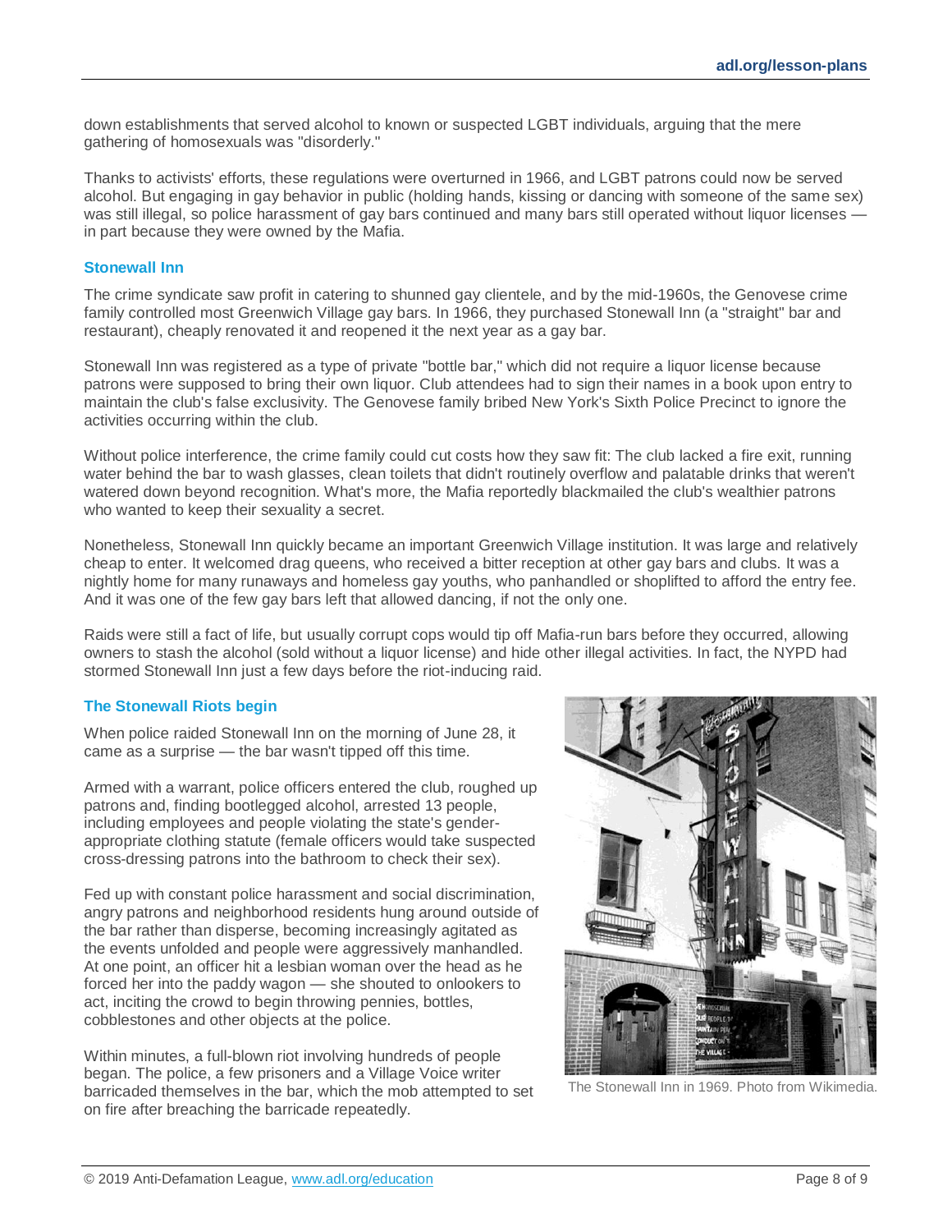down establishments that served alcohol to known or suspected LGBT individuals, arguing that the mere gathering of homosexuals was "disorderly."

Thanks to activists' efforts, these regulations were overturned in 1966, and LGBT patrons could now be served alcohol. But engaging in gay behavior in public (holding hands, kissing or dancing with someone of the same sex) was still illegal, so police harassment of gay bars continued and many bars still operated without liquor licenses — in part because they were owned by the Mafia.

### Stonewall Inn

The crime syndicate saw profit in catering to shunned gay clientele, and by the mid-1960s, the Genovese crime family controlled most Greenwich Village gay bars. In 1966, they purchased Stonewall Inn (a "straight" bar and restaurant), cheaply renovated it and reopened it the next year as a gay bar.

Stonewall Inn was registered as a type of private "bottle bar," which did not require a liquor license because patrons were supposed to bring their own liquor. Club attendees had to sign their names in a book upon entry to maintain the club's false exclusivity. The Genovese family bribed New York's Sixth Police Precinct to ignore the activities occurring within the club.

Without police interference, the crime family could cut costs how they saw fit: The club lacked a fire exit, running water behind the bar to wash glasses, clean toilets that didn't routinely overflow and palatable drinks that weren't watered down beyond recognition. What's more, the Mafia reportedly blackmailed the club's wealthier patrons who wanted to keep their sexuality a secret.

Nonetheless, Stonewall Inn quickly became an important Greenwich Village institution. It was large and relatively cheap to enter. It welcomed drag queens, who received a bitter reception at other gay bars and clubs. It was a nightly home for many runaways and homeless gay youths, who panhandled or shoplifted to afford the entry fee. And it was one of the few gay bars left that allowed dancing, if not the only one.

Raids were still a fact of life, but usually corrupt cops would tip off Mafia-run bars before they occurred, allowing owners to stash the alcohol (sold without a liquor license) and hide other illegal activities. In fact, the NYPD had stormed Stonewall Inn just a few days before the riot-inducing raid.

### The Stonewall Riots begin

When police raided Stonewall Inn on the morning of June 28, it came as a surprise — the bar wasn't tipped off this time.

Armed with a warrant, police officers entered the club, roughed up patrons and, finding bootlegged alcohol, arrested 13 people, including employees and people violating the state's gender-appropriate clothing statute (female officers would take suspected cross-dressing patrons into the bathroom to check their sex).

Fed up with constant police harassment and social discrimination, angry patrons and neighborhood residents hung around outside of the bar rather than disperse, becoming increasingly agitated as the events unfolded and people were aggressively manhandled. At one point, an officer hit a lesbian woman over the head as he forced her into the paddy wagon — she shouted to onlookers to act, inciting the crowd to begin throwing pennies, bottles, cobblestones and other objects at the police.

Within minutes, a full-blown riot involving hundreds of people began. The police, a few prisoners and a Village Voice writer barricaded themselves in the bar, which the mob attempted to set on fire after breaching the barricade repeatedly.

The Stonewall Inn in 1969. Photo from Wikimedia.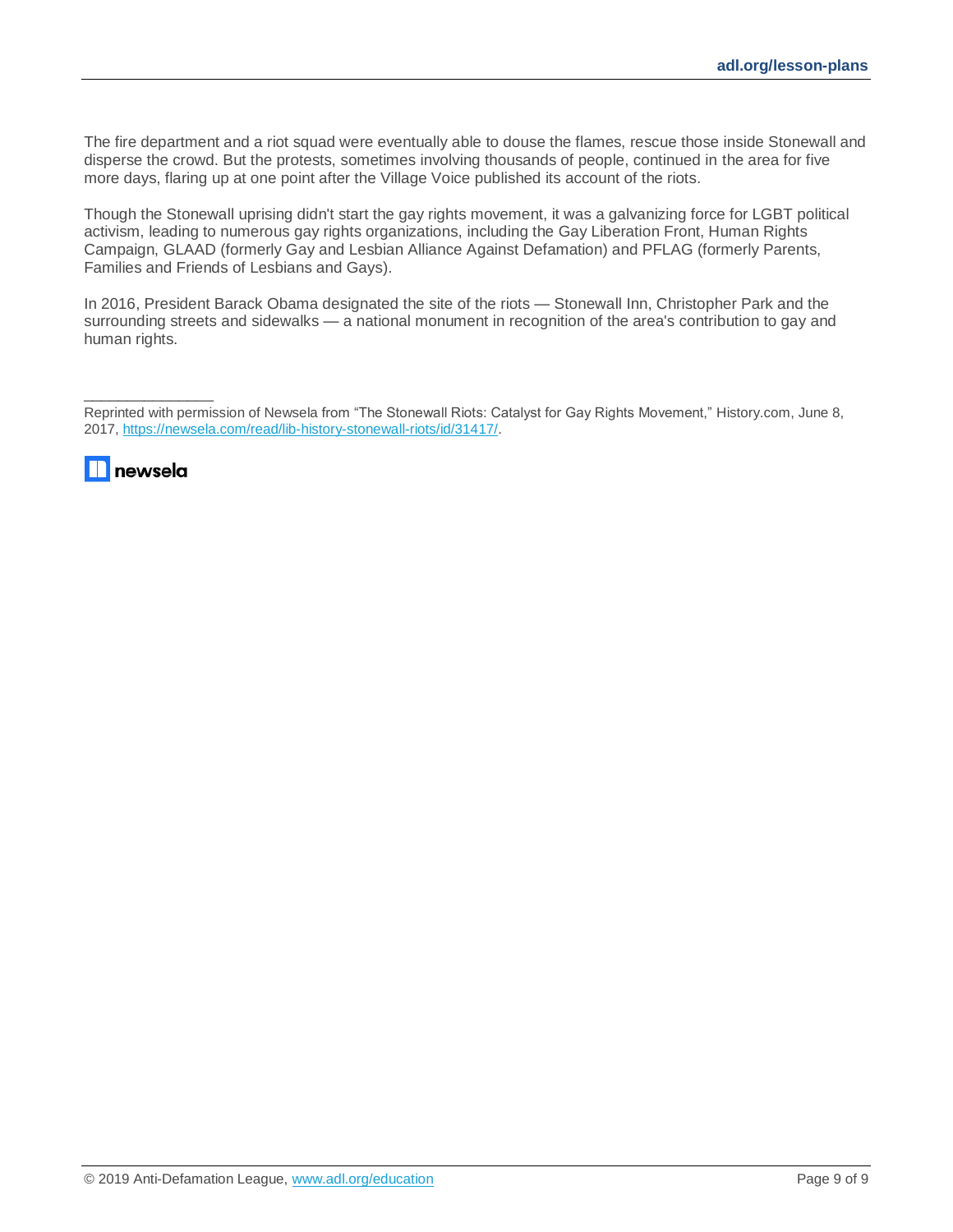The fire department and a riot squad were eventually able to douse the flames, rescue those inside Stonewall and disperse the crowd. But the protests, sometimes involving thousands of people, continued in the area for five more days, flaring up at one point after the Village Voice published its account of the riots.

Though the Stonewall uprising didn't start the gay rights movement, it was a galvanizing force for LGBT political activism, leading to numerous gay rights organizations, including the Gay Liberation Front, Human Rights Campaign, GLAAD (formerly Gay and Lesbian Alliance Against Defamation) and PFLAG (formerly Parents, Families and Friends of Lesbians and Gays).

In 2016, President Barack Obama designated the site of the riots — Stonewall Inn, Christopher Park and the surrounding streets and sidewalks — a national monument in recognition of the area's contribution to gay and human rights.

---

Reprinted with permission of Newsela from "The Stonewall Riots: Catalyst for Gay Rights Movement," History.com, June 8, 2017, https://newsela.com/read/lib-history-stonewall-riots/id/31417/.

newsela